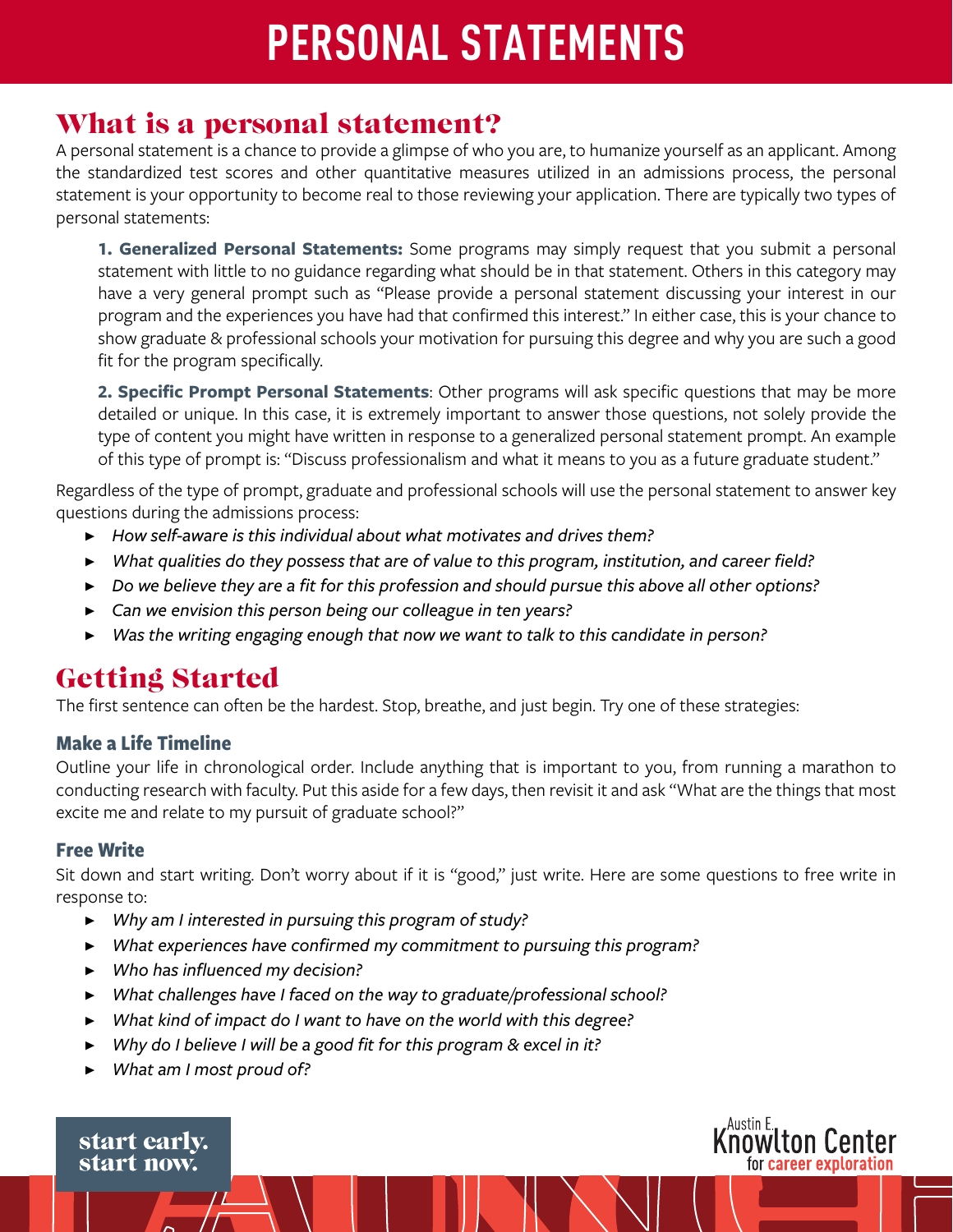# PERSONAL STATEMENTS

## What is a personal statement?

A personal statement is a chance to provide a glimpse of who you are, to humanize yourself as an applicant. Among the standardized test scores and other quantitative measures utilized in an admissions process, the personal statement is your opportunity to become real to those reviewing your application. There are typically two types of personal statements:

**1. Generalized Personal Statements:** Some programs may simply request that you submit a personal statement with little to no guidance regarding what should be in that statement. Others in this category may have a very general prompt such as "Please provide a personal statement discussing your interest in our program and the experiences you have had that confirmed this interest." In either case, this is your chance to show graduate & professional schools your motivation for pursuing this degree and why you are such a good fit for the program specifically.

**2. Specific Prompt Personal Statements**: Other programs will ask specific questions that may be more detailed or unique. In this case, it is extremely important to answer those questions, not solely provide the type of content you might have written in response to a generalized personal statement prompt. An example of this type of prompt is: "Discuss professionalism and what it means to you as a future graduate student."

Regardless of the type of prompt, graduate and professional schools will use the personal statement to answer key questions during the admissions process:

- *How self-aware is this individual about what motivates and drives them?*
- *What qualities do they possess that are of value to this program, institution, and career field?*
- *Do we believe they are a fit for this profession and should pursue this above all other options?*
- *Can we envision this person being our colleague in ten years?*
- *Was the writing engaging enough that now we want to talk to this candidate in person?*

## Getting Started

The first sentence can often be the hardest. Stop, breathe, and just begin. Try one of these strategies:

### Make a Life Timeline

Outline your life in chronological order. Include anything that is important to you, from running a marathon to conducting research with faculty. Put this aside for a few days, then revisit it and ask "What are the things that most excite me and relate to my pursuit of graduate school?"

### Free Write

Sit down and start writing. Don't worry about if it is "good," just write. Here are some questions to free write in response to:

- *Why am I interested in pursuing this program of study?*
- *What experiences have confirmed my commitment to pursuing this program?*
- *Who has influenced my decision?*
- *What challenges have I faced on the way to graduate/professional school?*
- *What kind of impact do I want to have on the world with this degree?*
- *Why do I believe I will be a good fit for this program & excel in it?*
- *What am I most proud of?*

start early. start now.

Austin E. Knowlton Center for career exploration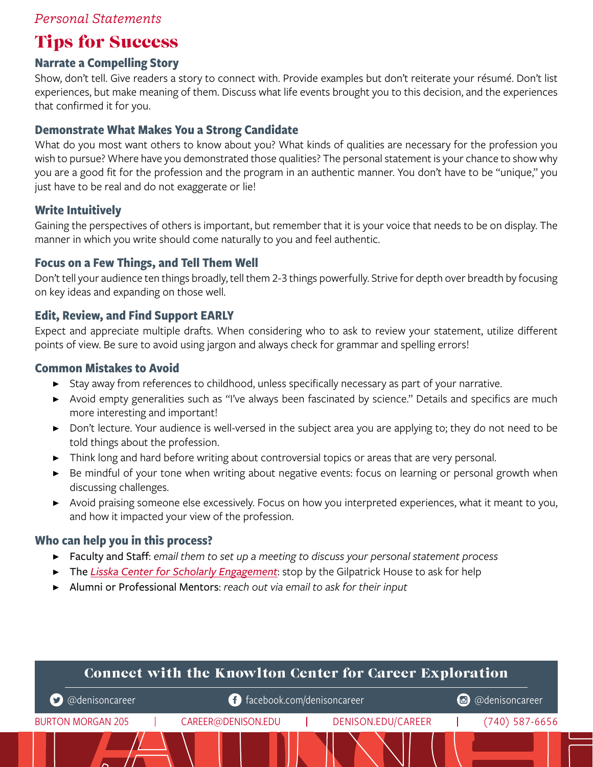*Personal Statements*

# Tips for Success

### Narrate a Compelling Story

Show, don't tell. Give readers a story to connect with. Provide examples but don't reiterate your résumé. Don't list experiences, but make meaning of them. Discuss what life events brought you to this decision, and the experiences that confirmed it for you.

### Demonstrate What Makes You a Strong Candidate

What do you most want others to know about you? What kinds of qualities are necessary for the profession you wish to pursue? Where have you demonstrated those qualities? The personal statement is your chance to show why you are a good fit for the profession and the program in an authentic manner. You don't have to be "unique," you just have to be real and do not exaggerate or lie!

### Write Intuitively

Gaining the perspectives of others is important, but remember that it is your voice that needs to be on display. The manner in which you write should come naturally to you and feel authentic.

### Focus on a Few Things, and Tell Them Well

Don't tell your audience ten things broadly, tell them 2-3 things powerfully. Strive for depth over breadth by focusing on key ideas and expanding on those well.

### Edit, Review, and Find Support EARLY

Expect and appreciate multiple drafts. When considering who to ask to review your statement, utilize different points of view. Be sure to avoid using jargon and always check for grammar and spelling errors!

### Common Mistakes to Avoid

- Stay away from references to childhood, unless specifically necessary as part of your narrative.
- Avoid empty generalities such as "I've always been fascinated by science." Details and specifics are much more interesting and important!
- Don't lecture. Your audience is well-versed in the subject area you are applying to; they do not need to be told things about the profession.
- Think long and hard before writing about controversial topics or areas that are very personal.
- Be mindful of your tone when writing about negative events: focus on learning or personal growth when discussing challenges.
- Avoid praising someone else excessively. Focus on how you interpreted experiences, what it meant to you, and how it impacted your view of the profession.

### Who can help you in this process?

- Faculty and Staff: *email them to set up a meeting to discuss your personal statement process*
- The *Lisska Center for Scholarly Engagement*: stop by the Gilpatrick House to ask for help
- Alumni or Professional Mentors: *reach out via email to ask for their input*

**Connect with the Knowlton Center for Career Exploration**

@denisoncareer | facebook.com/denisoncareer | @denisoncareer

BURTON MORGAN 205 | CAREER@DENISON.EDU | DENISON.EDU/CAREER | (740) 587-6656